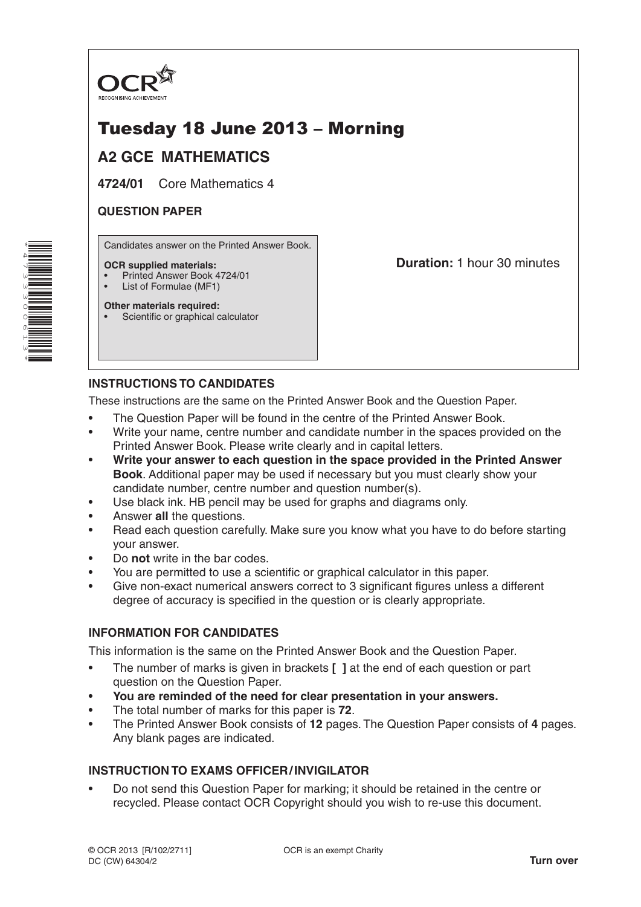OCR
RECOGNISING ACHIEVEMENT

# Tuesday 18 June 2013 – Morning

## A2 GCE MATHEMATICS

**4724/01** Core Mathematics 4

**QUESTION PAPER**

Candidates answer on the Printed Answer Book.

**OCR supplied materials:**
- Printed Answer Book 4724/01
- List of Formulae (MF1)

**Other materials required:**
- Scientific or graphical calculator

**Duration:** 1 hour 30 minutes

### INSTRUCTIONS TO CANDIDATES

These instructions are the same on the Printed Answer Book and the Question Paper.

- The Question Paper will be found in the centre of the Printed Answer Book.
- Write your name, centre number and candidate number in the spaces provided on the Printed Answer Book. Please write clearly and in capital letters.
- **Write your answer to each question in the space provided in the Printed Answer Book**. Additional paper may be used if necessary but you must clearly show your candidate number, centre number and question number(s).
- Use black ink. HB pencil may be used for graphs and diagrams only.
- Answer **all** the questions.
- Read each question carefully. Make sure you know what you have to do before starting your answer.
- Do **not** write in the bar codes.
- You are permitted to use a scientific or graphical calculator in this paper.
- Give non-exact numerical answers correct to 3 significant figures unless a different degree of accuracy is specified in the question or is clearly appropriate.

### INFORMATION FOR CANDIDATES

This information is the same on the Printed Answer Book and the Question Paper.

- The number of marks is given in brackets **[ ]** at the end of each question or part question on the Question Paper.
- **You are reminded of the need for clear presentation in your answers.**
- The total number of marks for this paper is **72**.
- The Printed Answer Book consists of **12** pages. The Question Paper consists of **4** pages. Any blank pages are indicated.

### INSTRUCTION TO EXAMS OFFICER / INVIGILATOR

- Do not send this Question Paper for marking; it should be retained in the centre or recycled. Please contact OCR Copyright should you wish to re-use this document.

© OCR 2013 [R/102/2711]
DC (CW) 64304/2

OCR is an exempt Charity

**Turn over**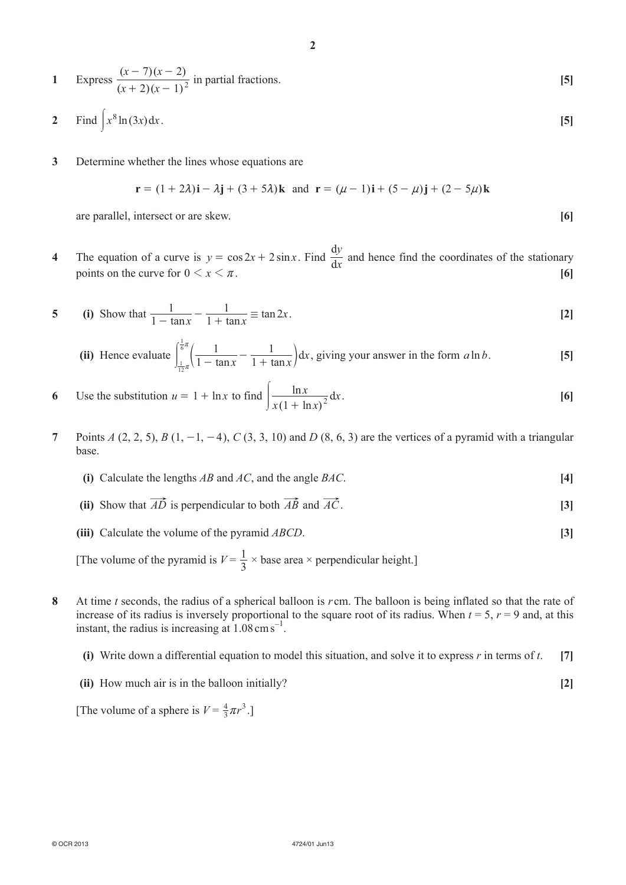**1** Express $\dfrac{(x-7)(x-2)}{(x+2)(x-1)^2}$ in partial fractions. **[5]**

**2** Find $\displaystyle\int x^8 \ln(3x)\,dx$. **[5]**

**3** Determine whether the lines whose equations are

$$\mathbf{r} = (1+2\lambda)\mathbf{i} - \lambda\mathbf{j} + (3+5\lambda)\mathbf{k} \quad \text{and} \quad \mathbf{r} = (\mu - 1)\mathbf{i} + (5-\mu)\mathbf{j} + (2-5\mu)\mathbf{k}$$

are parallel, intersect or are skew. **[6]**

**4** The equation of a curve is $y = \cos 2x + 2\sin x$. Find $\dfrac{dy}{dx}$ and hence find the coordinates of the stationary points on the curve for $0 < x < \pi$. **[6]**

**5** **(i)** Show that $\dfrac{1}{1-\tan x} - \dfrac{1}{1+\tan x} \equiv \tan 2x$. **[2]**

**(ii)** Hence evaluate $\displaystyle\int_{\frac{1}{12}\pi}^{\frac{1}{6}\pi} \left(\frac{1}{1-\tan x} - \frac{1}{1+\tan x}\right) dx$, giving your answer in the form $a \ln b$. **[5]**

**6** Use the substitution $u = 1 + \ln x$ to find $\displaystyle\int \frac{\ln x}{x(1+\ln x)^2}\,dx$. **[6]**

**7** Points $A$ (2, 2, 5), $B$ (1, −1, −4), $C$ (3, 3, 10) and $D$ (8, 6, 3) are the vertices of a pyramid with a triangular base.

**(i)** Calculate the lengths $AB$ and $AC$, and the angle $BAC$. **[4]**

**(ii)** Show that $\overrightarrow{AD}$ is perpendicular to both $\overrightarrow{AB}$ and $\overrightarrow{AC}$. **[3]**

**(iii)** Calculate the volume of the pyramid $ABCD$. **[3]**

[The volume of the pyramid is $V = \frac{1}{3} \times$ base area $\times$ perpendicular height.]

**8** At time $t$ seconds, the radius of a spherical balloon is $r$ cm. The balloon is being inflated so that the rate of increase of its radius is inversely proportional to the square root of its radius. When $t = 5$, $r = 9$ and, at this instant, the radius is increasing at $1.08\,\text{cm}\,\text{s}^{-1}$.

**(i)** Write down a differential equation to model this situation, and solve it to express $r$ in terms of $t$. **[7]**

**(ii)** How much air is in the balloon initially? **[2]**

[The volume of a sphere is $V = \frac{4}{3}\pi r^3$.]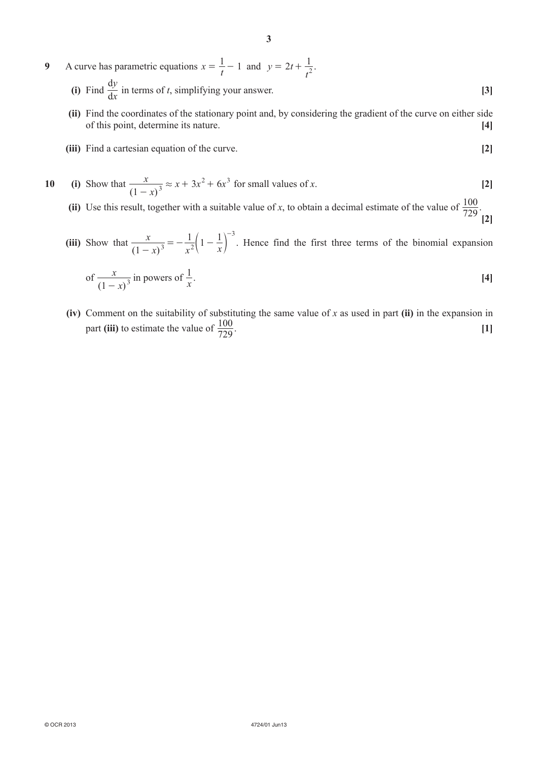**9** A curve has parametric equations $x = \frac{1}{t} - 1$ and $y = 2t + \frac{1}{t^2}$.

**(i)** Find $\frac{dy}{dx}$ in terms of $t$, simplifying your answer. **[3]**

**(ii)** Find the coordinates of the stationary point and, by considering the gradient of the curve on either side of this point, determine its nature. **[4]**

**(iii)** Find a cartesian equation of the curve. **[2]**

**10** **(i)** Show that $\frac{x}{(1-x)^3} \approx x + 3x^2 + 6x^3$ for small values of $x$. **[2]**

**(ii)** Use this result, together with a suitable value of $x$, to obtain a decimal estimate of the value of $\frac{100}{729}$. **[2]**

**(iii)** Show that $\frac{x}{(1-x)^3} = -\frac{1}{x^2}\left(1 - \frac{1}{x}\right)^{-3}$. Hence find the first three terms of the binomial expansion of $\frac{x}{(1-x)^3}$ in powers of $\frac{1}{x}$. **[4]**

**(iv)** Comment on the suitability of substituting the same value of $x$ as used in part **(ii)** in the expansion in part **(iii)** to estimate the value of $\frac{100}{729}$. **[1]**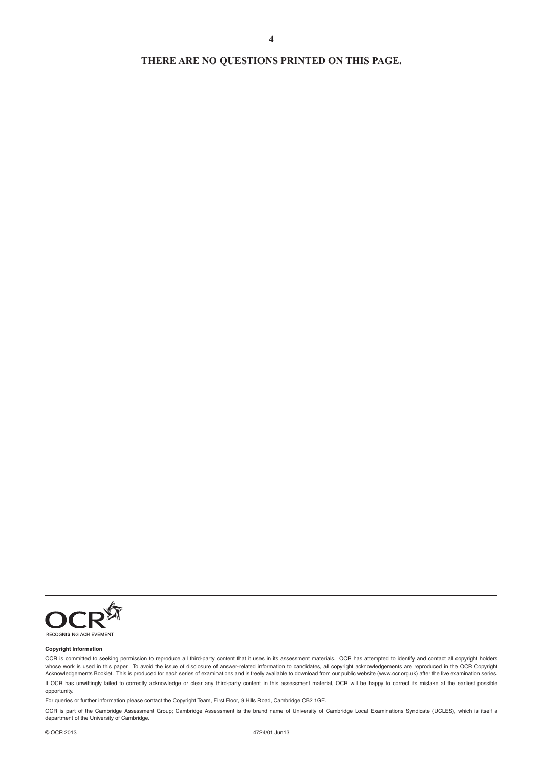**THERE ARE NO QUESTIONS PRINTED ON THIS PAGE.**

OCR

RECOGNISING ACHIEVEMENT

**Copyright Information**

OCR is committed to seeking permission to reproduce all third-party content that it uses in its assessment materials. OCR has attempted to identify and contact all copyright holders whose work is used in this paper. To avoid the issue of disclosure of answer-related information to candidates, all copyright acknowledgements are reproduced in the OCR Copyright Acknowledgements Booklet. This is produced for each series of examinations and is freely available to download from our public website (www.ocr.org.uk) after the live examination series.

If OCR has unwittingly failed to correctly acknowledge or clear any third-party content in this assessment material, OCR will be happy to correct its mistake at the earliest possible opportunity.

For queries or further information please contact the Copyright Team, First Floor, 9 Hills Road, Cambridge CB2 1GE.

OCR is part of the Cambridge Assessment Group; Cambridge Assessment is the brand name of University of Cambridge Local Examinations Syndicate (UCLES), which is itself a department of the University of Cambridge.

© OCR 2013 4724/01 Jun13